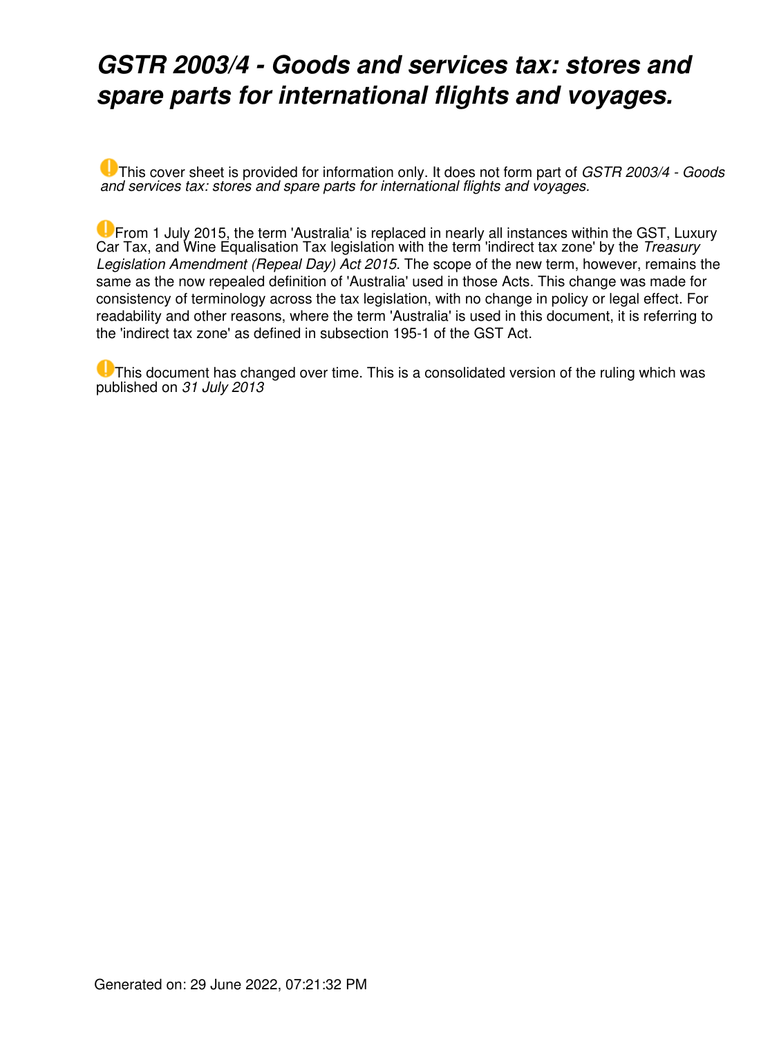# *GSTR 2003/4 - Goods and services tax: stores and spare parts for international flights and voyages.*

This cover sheet is provided for information only. It does not form part of *GSTR 2003/4 - Goods and services tax: stores and spare parts for international flights and voyages.*

From 1 July 2015, the term 'Australia' is replaced in nearly all instances within the GST, Luxury Car Tax, and Wine Equalisation Tax legislation with the term 'indirect tax zone' by the *Treasury Legislation Amendment (Repeal Day) Act 2015*. The scope of the new term, however, remains the same as the now repealed definition of 'Australia' used in those Acts. This change was made for consistency of terminology across the tax legislation, with no change in policy or legal effect. For readability and other reasons, where the term 'Australia' is used in this document, it is referring to the 'indirect tax zone' as defined in subsection 195-1 of the GST Act.

This document has changed over time. This is a consolidated version of the ruling which was published on *31 July 2013*

Generated on: 29 June 2022, 07:21:32 PM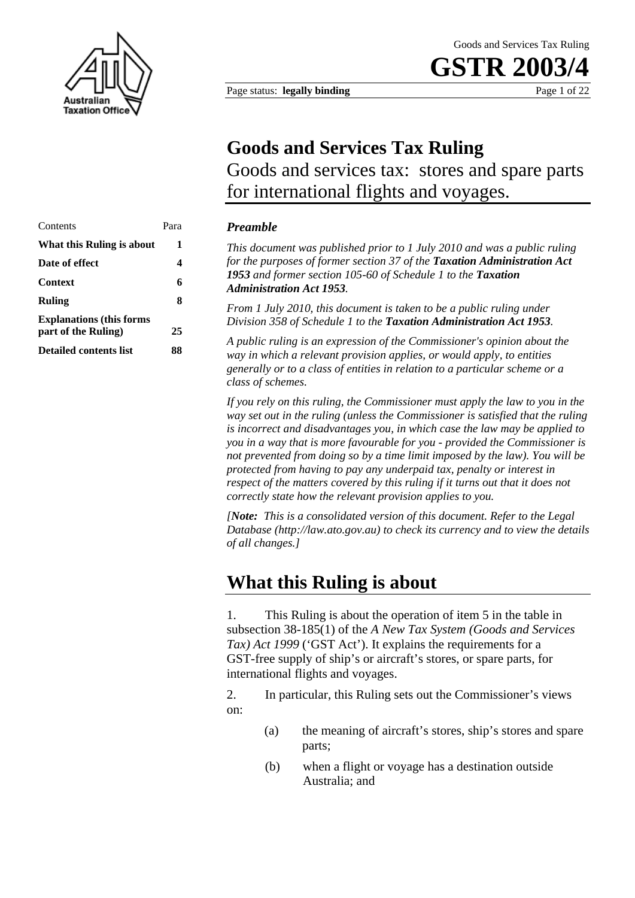# Goods and Services Tax Ruling

Goods and services tax: stores and spare parts for international flights and voyages.

| Contents | Para |
|---|---|
| **What this Ruling is about** | **1** |
| **Date of effect** | **4** |
| **Context** | **6** |
| **Ruling** | **8** |
| **Explanations (this forms part of the Ruling)** | **25** |
| **Detailed contents list** | **88** |

### *Preamble*

*This document was published prior to 1 July 2010 and was a public ruling for the purposes of former section 37 of the* ***Taxation Administration Act 1953*** *and former section 105-60 of Schedule 1 to the* ***Taxation Administration Act 1953****.*

*From 1 July 2010, this document is taken to be a public ruling under Division 358 of Schedule 1 to the* ***Taxation Administration Act 1953****.*

*A public ruling is an expression of the Commissioner's opinion about the way in which a relevant provision applies, or would apply, to entities generally or to a class of entities in relation to a particular scheme or a class of schemes.*

*If you rely on this ruling, the Commissioner must apply the law to you in the way set out in the ruling (unless the Commissioner is satisfied that the ruling is incorrect and disadvantages you, in which case the law may be applied to you in a way that is more favourable for you - provided the Commissioner is not prevented from doing so by a time limit imposed by the law). You will be protected from having to pay any underpaid tax, penalty or interest in respect of the matters covered by this ruling if it turns out that it does not correctly state how the relevant provision applies to you.*

*[****Note:*** *This is a consolidated version of this document. Refer to the Legal Database (http://law.ato.gov.au) to check its currency and to view the details of all changes.]*

## What this Ruling is about

1. This Ruling is about the operation of item 5 in the table in subsection 38-185(1) of the *A New Tax System (Goods and Services Tax) Act 1999* ('GST Act'). It explains the requirements for a GST-free supply of ship's or aircraft's stores, or spare parts, for international flights and voyages.

2. In particular, this Ruling sets out the Commissioner's views on:

   (a) the meaning of aircraft's stores, ship's stores and spare parts;

   (b) when a flight or voyage has a destination outside Australia; and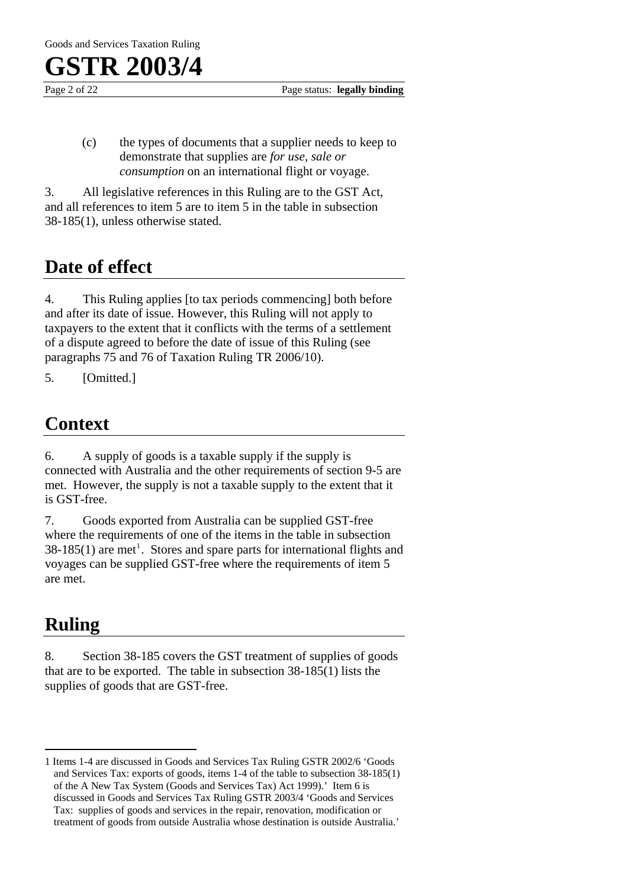(c) the types of documents that a supplier needs to keep to demonstrate that supplies are *for use, sale or consumption* on an international flight or voyage.

3. All legislative references in this Ruling are to the GST Act, and all references to item 5 are to item 5 in the table in subsection 38-185(1), unless otherwise stated.

## Date of effect

4. This Ruling applies [to tax periods commencing] both before and after its date of issue. However, this Ruling will not apply to taxpayers to the extent that it conflicts with the terms of a settlement of a dispute agreed to before the date of issue of this Ruling (see paragraphs 75 and 76 of Taxation Ruling TR 2006/10).

5. [Omitted.]

## Context

6. A supply of goods is a taxable supply if the supply is connected with Australia and the other requirements of section 9-5 are met. However, the supply is not a taxable supply to the extent that it is GST-free.

7. Goods exported from Australia can be supplied GST-free where the requirements of one of the items in the table in subsection 38-185(1) are met[1]. Stores and spare parts for international flights and voyages can be supplied GST-free where the requirements of item 5 are met.

## Ruling

8. Section 38-185 covers the GST treatment of supplies of goods that are to be exported. The table in subsection 38-185(1) lists the supplies of goods that are GST-free.

---

1 Items 1-4 are discussed in Goods and Services Tax Ruling GSTR 2002/6 'Goods and Services Tax: exports of goods, items 1-4 of the table to subsection 38-185(1) of the A New Tax System (Goods and Services Tax) Act 1999).' Item 6 is discussed in Goods and Services Tax Ruling GSTR 2003/4 'Goods and Services Tax: supplies of goods and services in the repair, renovation, modification or treatment of goods from outside Australia whose destination is outside Australia.'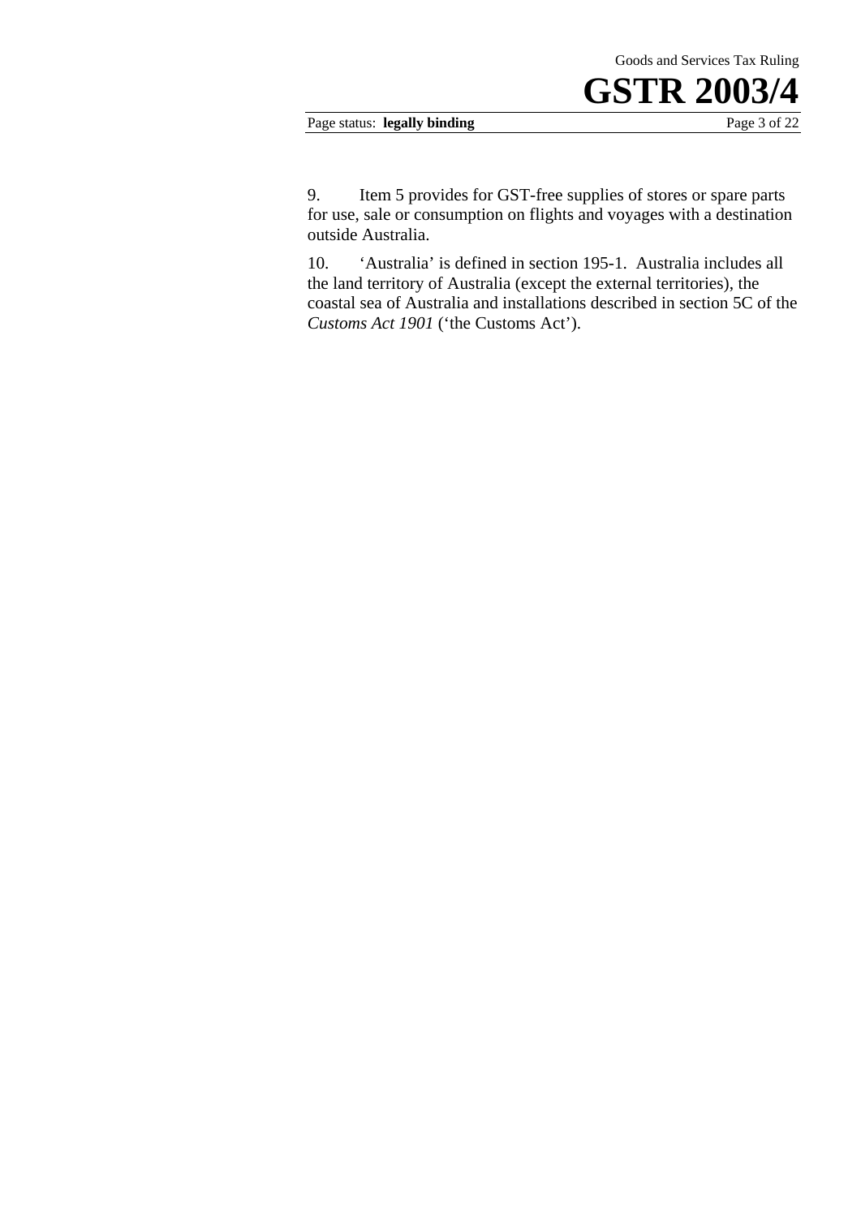9. Item 5 provides for GST-free supplies of stores or spare parts for use, sale or consumption on flights and voyages with a destination outside Australia.

10. 'Australia' is defined in section 195-1. Australia includes all the land territory of Australia (except the external territories), the coastal sea of Australia and installations described in section 5C of the *Customs Act 1901* ('the Customs Act').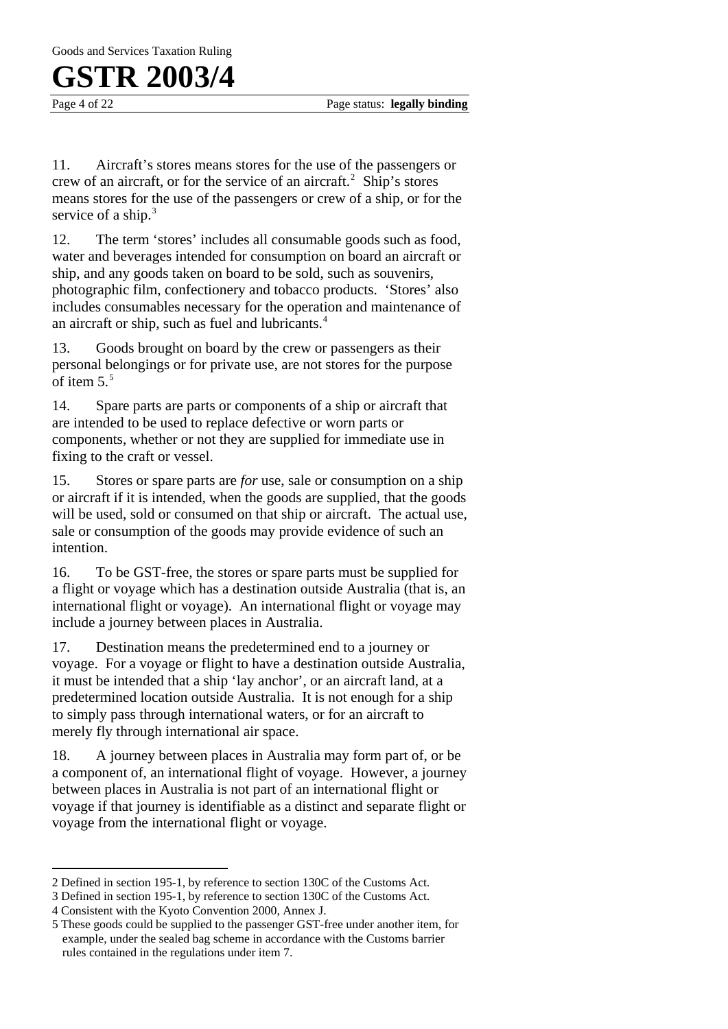11. Aircraft's stores means stores for the use of the passengers or crew of an aircraft, or for the service of an aircraft.[2] Ship's stores means stores for the use of the passengers or crew of a ship, or for the service of a ship.[3]

12. The term 'stores' includes all consumable goods such as food, water and beverages intended for consumption on board an aircraft or ship, and any goods taken on board to be sold, such as souvenirs, photographic film, confectionery and tobacco products. 'Stores' also includes consumables necessary for the operation and maintenance of an aircraft or ship, such as fuel and lubricants.[4]

13. Goods brought on board by the crew or passengers as their personal belongings or for private use, are not stores for the purpose of item 5.[5]

14. Spare parts are parts or components of a ship or aircraft that are intended to be used to replace defective or worn parts or components, whether or not they are supplied for immediate use in fixing to the craft or vessel.

15. Stores or spare parts are *for* use, sale or consumption on a ship or aircraft if it is intended, when the goods are supplied, that the goods will be used, sold or consumed on that ship or aircraft. The actual use, sale or consumption of the goods may provide evidence of such an intention.

16. To be GST-free, the stores or spare parts must be supplied for a flight or voyage which has a destination outside Australia (that is, an international flight or voyage). An international flight or voyage may include a journey between places in Australia.

17. Destination means the predetermined end to a journey or voyage. For a voyage or flight to have a destination outside Australia, it must be intended that a ship 'lay anchor', or an aircraft land, at a predetermined location outside Australia. It is not enough for a ship to simply pass through international waters, or for an aircraft to merely fly through international air space.

18. A journey between places in Australia may form part of, or be a component of, an international flight of voyage. However, a journey between places in Australia is not part of an international flight or voyage if that journey is identifiable as a distinct and separate flight or voyage from the international flight or voyage.

---

2 Defined in section 195-1, by reference to section 130C of the Customs Act.

3 Defined in section 195-1, by reference to section 130C of the Customs Act.

4 Consistent with the Kyoto Convention 2000, Annex J.

5 These goods could be supplied to the passenger GST-free under another item, for example, under the sealed bag scheme in accordance with the Customs barrier rules contained in the regulations under item 7.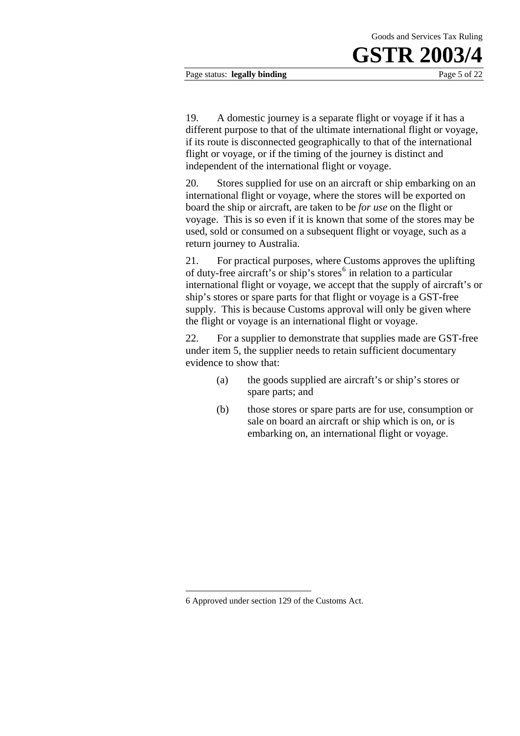19. A domestic journey is a separate flight or voyage if it has a different purpose to that of the ultimate international flight or voyage, if its route is disconnected geographically to that of the international flight or voyage, or if the timing of the journey is distinct and independent of the international flight or voyage.

20. Stores supplied for use on an aircraft or ship embarking on an international flight or voyage, where the stores will be exported on board the ship or aircraft, are taken to be *for use* on the flight or voyage. This is so even if it is known that some of the stores may be used, sold or consumed on a subsequent flight or voyage, such as a return journey to Australia.

21. For practical purposes, where Customs approves the uplifting of duty-free aircraft's or ship's stores[6] in relation to a particular international flight or voyage, we accept that the supply of aircraft's or ship's stores or spare parts for that flight or voyage is a GST-free supply. This is because Customs approval will only be given where the flight or voyage is an international flight or voyage.

22. For a supplier to demonstrate that supplies made are GST-free under item 5, the supplier needs to retain sufficient documentary evidence to show that:

- (a) the goods supplied are aircraft's or ship's stores or spare parts; and
- (b) those stores or spare parts are for use, consumption or sale on board an aircraft or ship which is on, or is embarking on, an international flight or voyage.

---

6 Approved under section 129 of the Customs Act.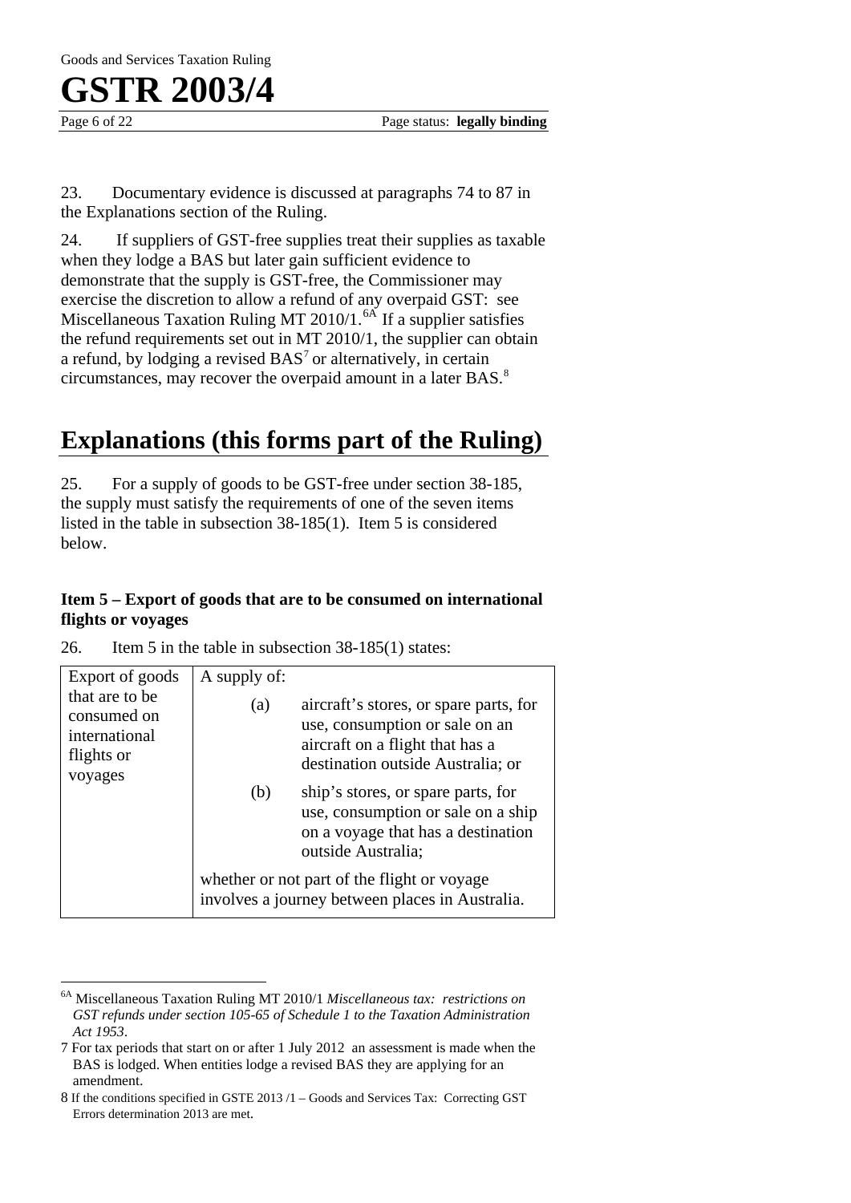23. Documentary evidence is discussed at paragraphs 74 to 87 in the Explanations section of the Ruling.

24. If suppliers of GST-free supplies treat their supplies as taxable when they lodge a BAS but later gain sufficient evidence to demonstrate that the supply is GST-free, the Commissioner may exercise the discretion to allow a refund of any overpaid GST: see Miscellaneous Taxation Ruling MT 2010/1.[6A] If a supplier satisfies the refund requirements set out in MT 2010/1, the supplier can obtain a refund, by lodging a revised BAS[7] or alternatively, in certain circumstances, may recover the overpaid amount in a later BAS.[8]

# Explanations (this forms part of the Ruling)

25. For a supply of goods to be GST-free under section 38-185, the supply must satisfy the requirements of one of the seven items listed in the table in subsection 38-185(1). Item 5 is considered below.

### Item 5 – Export of goods that are to be consumed on international flights or voyages

26. Item 5 in the table in subsection 38-185(1) states:

| Export of goods that are to be consumed on international flights or voyages | A supply of: |
|---|---|
| | (a) aircraft's stores, or spare parts, for use, consumption or sale on an aircraft on a flight that has a destination outside Australia; or |
| | (b) ship's stores, or spare parts, for use, consumption or sale on a ship on a voyage that has a destination outside Australia; |
| | whether or not part of the flight or voyage involves a journey between places in Australia. |

---

[6A] Miscellaneous Taxation Ruling MT 2010/1 *Miscellaneous tax: restrictions on GST refunds under section 105-65 of Schedule 1 to the Taxation Administration Act 1953*.

[7] For tax periods that start on or after 1 July 2012 an assessment is made when the BAS is lodged. When entities lodge a revised BAS they are applying for an amendment.

[8] If the conditions specified in GSTE 2013 /1 – Goods and Services Tax: Correcting GST Errors determination 2013 are met.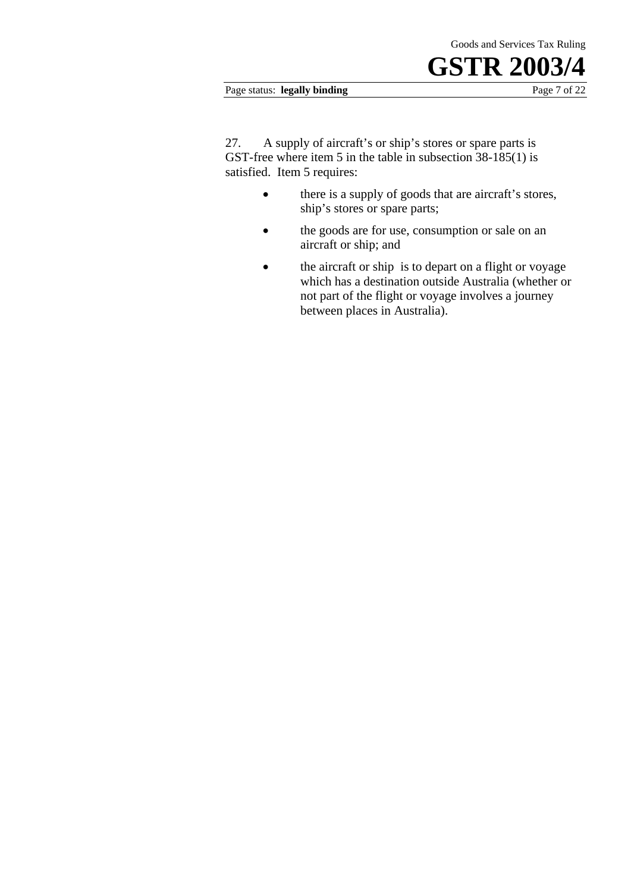27. A supply of aircraft's or ship's stores or spare parts is GST-free where item 5 in the table in subsection 38-185(1) is satisfied. Item 5 requires:

- there is a supply of goods that are aircraft's stores, ship's stores or spare parts;
- the goods are for use, consumption or sale on an aircraft or ship; and
- the aircraft or ship is to depart on a flight or voyage which has a destination outside Australia (whether or not part of the flight or voyage involves a journey between places in Australia).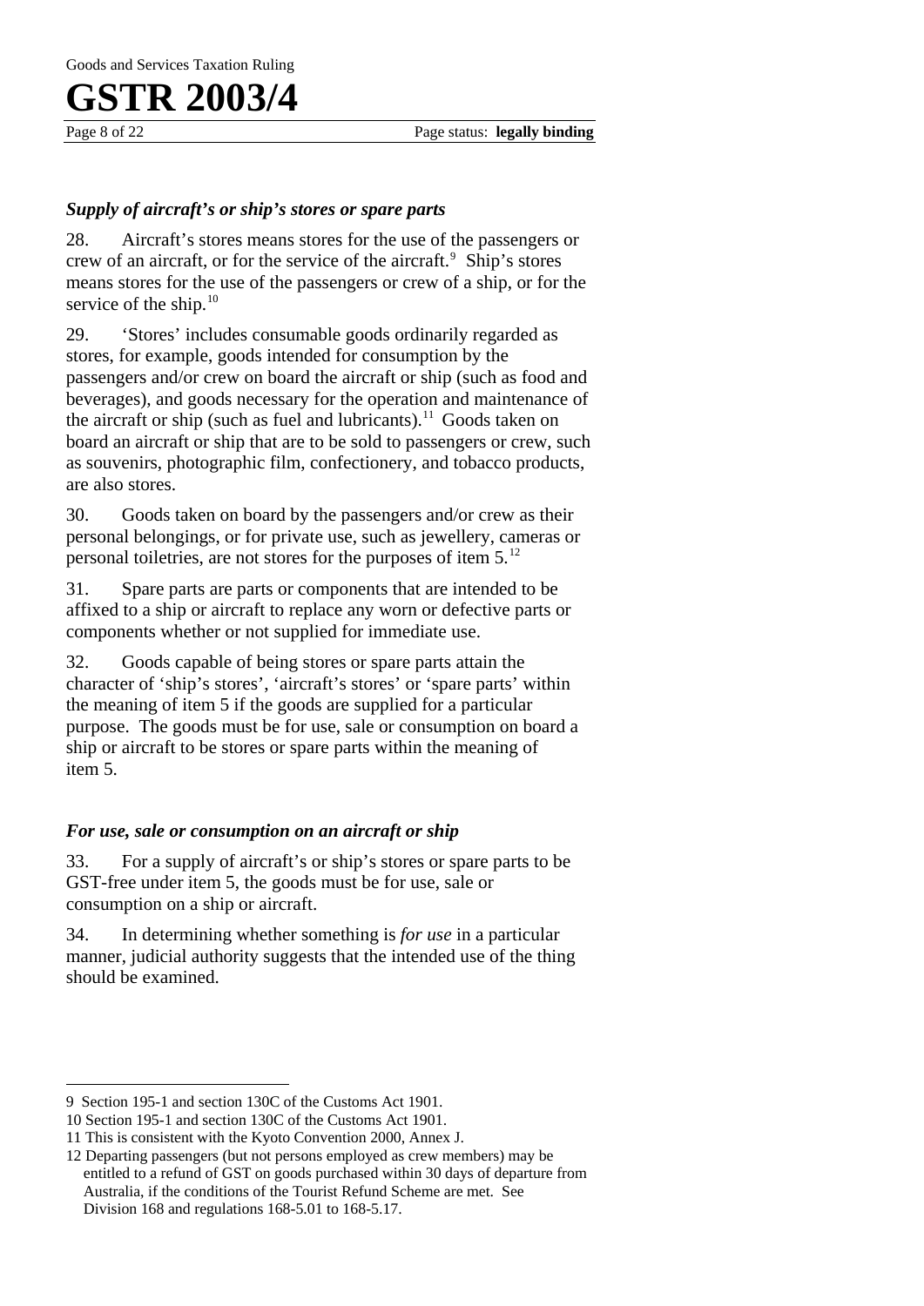### *Supply of aircraft's or ship's stores or spare parts*

28. Aircraft's stores means stores for the use of the passengers or crew of an aircraft, or for the service of the aircraft.[9] Ship's stores means stores for the use of the passengers or crew of a ship, or for the service of the ship.[10]

29. 'Stores' includes consumable goods ordinarily regarded as stores, for example, goods intended for consumption by the passengers and/or crew on board the aircraft or ship (such as food and beverages), and goods necessary for the operation and maintenance of the aircraft or ship (such as fuel and lubricants).[11] Goods taken on board an aircraft or ship that are to be sold to passengers or crew, such as souvenirs, photographic film, confectionery, and tobacco products, are also stores.

30. Goods taken on board by the passengers and/or crew as their personal belongings, or for private use, such as jewellery, cameras or personal toiletries, are not stores for the purposes of item 5.[12]

31. Spare parts are parts or components that are intended to be affixed to a ship or aircraft to replace any worn or defective parts or components whether or not supplied for immediate use.

32. Goods capable of being stores or spare parts attain the character of 'ship's stores', 'aircraft's stores' or 'spare parts' within the meaning of item 5 if the goods are supplied for a particular purpose. The goods must be for use, sale or consumption on board a ship or aircraft to be stores or spare parts within the meaning of item 5.

### *For use, sale or consumption on an aircraft or ship*

33. For a supply of aircraft's or ship's stores or spare parts to be GST-free under item 5, the goods must be for use, sale or consumption on a ship or aircraft.

34. In determining whether something is *for use* in a particular manner, judicial authority suggests that the intended use of the thing should be examined.

---

9 Section 195-1 and section 130C of the Customs Act 1901.

10 Section 195-1 and section 130C of the Customs Act 1901.

11 This is consistent with the Kyoto Convention 2000, Annex J.

12 Departing passengers (but not persons employed as crew members) may be entitled to a refund of GST on goods purchased within 30 days of departure from Australia, if the conditions of the Tourist Refund Scheme are met. See Division 168 and regulations 168-5.01 to 168-5.17.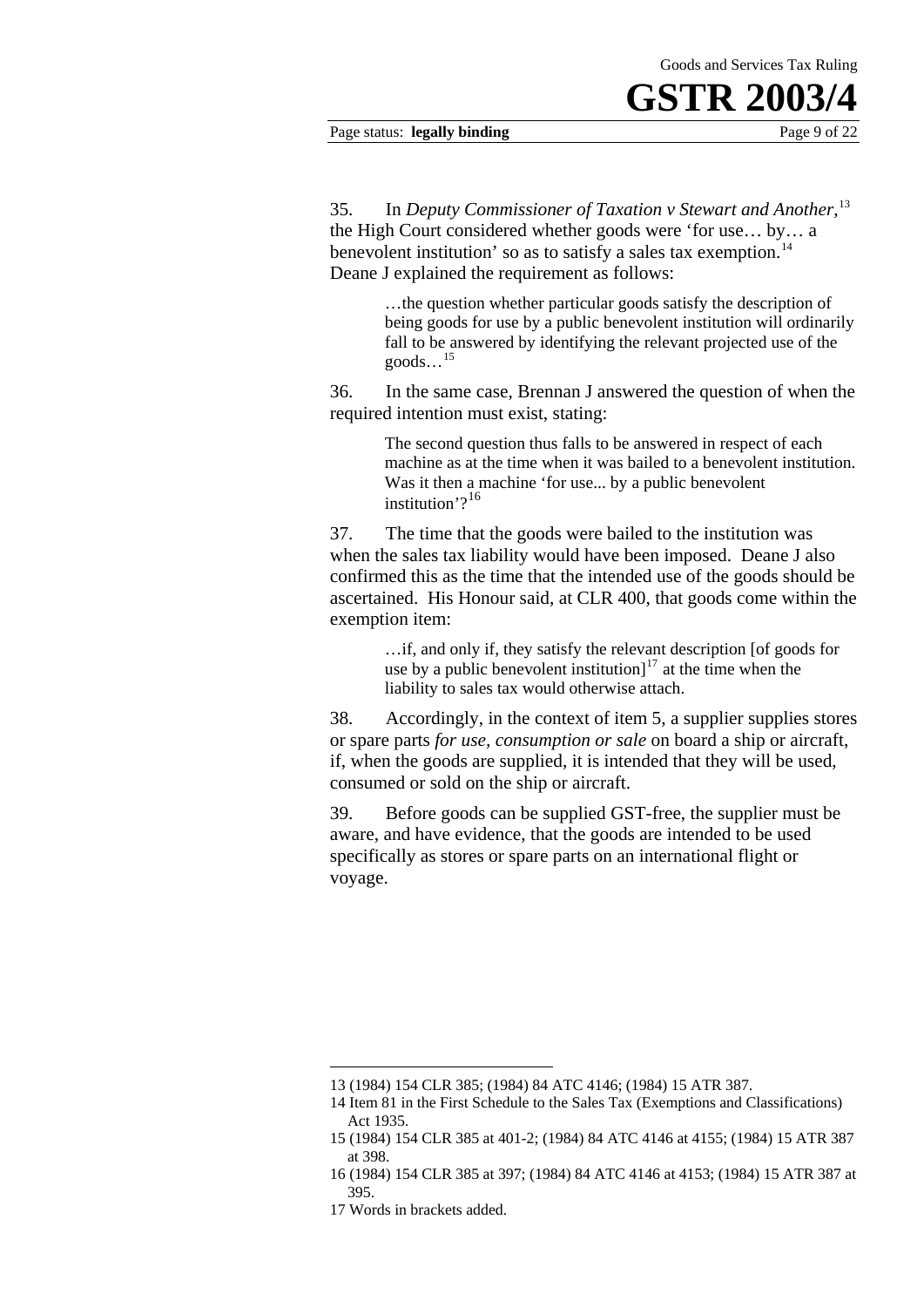35. In *Deputy Commissioner of Taxation v Stewart and Another,*[13] the High Court considered whether goods were 'for use… by… a benevolent institution' so as to satisfy a sales tax exemption.[14] Deane J explained the requirement as follows:

> …the question whether particular goods satisfy the description of being goods for use by a public benevolent institution will ordinarily fall to be answered by identifying the relevant projected use of the goods…[15]

36. In the same case, Brennan J answered the question of when the required intention must exist, stating:

> The second question thus falls to be answered in respect of each machine as at the time when it was bailed to a benevolent institution. Was it then a machine 'for use... by a public benevolent institution'?[16]

37. The time that the goods were bailed to the institution was when the sales tax liability would have been imposed. Deane J also confirmed this as the time that the intended use of the goods should be ascertained. His Honour said, at CLR 400, that goods come within the exemption item:

> …if, and only if, they satisfy the relevant description [of goods for use by a public benevolent institution][17] at the time when the liability to sales tax would otherwise attach.

38. Accordingly, in the context of item 5, a supplier supplies stores or spare parts *for use, consumption or sale* on board a ship or aircraft, if, when the goods are supplied, it is intended that they will be used, consumed or sold on the ship or aircraft.

39. Before goods can be supplied GST-free, the supplier must be aware, and have evidence, that the goods are intended to be used specifically as stores or spare parts on an international flight or voyage.

---

13 (1984) 154 CLR 385; (1984) 84 ATC 4146; (1984) 15 ATR 387.

14 Item 81 in the First Schedule to the Sales Tax (Exemptions and Classifications) Act 1935.

15 (1984) 154 CLR 385 at 401-2; (1984) 84 ATC 4146 at 4155; (1984) 15 ATR 387 at 398.

16 (1984) 154 CLR 385 at 397; (1984) 84 ATC 4146 at 4153; (1984) 15 ATR 387 at 395.

17 Words in brackets added.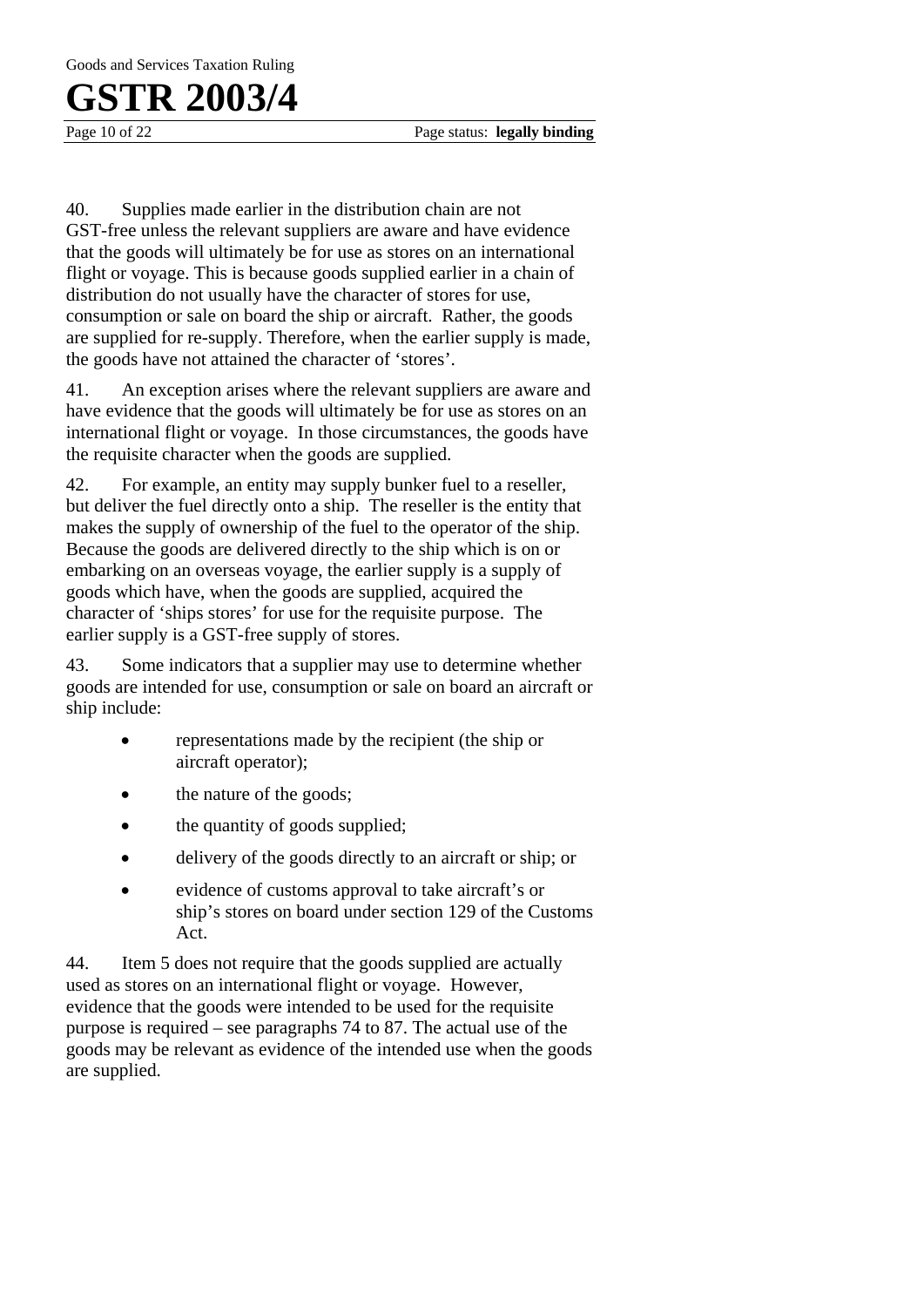40. Supplies made earlier in the distribution chain are not GST-free unless the relevant suppliers are aware and have evidence that the goods will ultimately be for use as stores on an international flight or voyage. This is because goods supplied earlier in a chain of distribution do not usually have the character of stores for use, consumption or sale on board the ship or aircraft. Rather, the goods are supplied for re-supply. Therefore, when the earlier supply is made, the goods have not attained the character of 'stores'.

41. An exception arises where the relevant suppliers are aware and have evidence that the goods will ultimately be for use as stores on an international flight or voyage. In those circumstances, the goods have the requisite character when the goods are supplied.

42. For example, an entity may supply bunker fuel to a reseller, but deliver the fuel directly onto a ship. The reseller is the entity that makes the supply of ownership of the fuel to the operator of the ship. Because the goods are delivered directly to the ship which is on or embarking on an overseas voyage, the earlier supply is a supply of goods which have, when the goods are supplied, acquired the character of 'ships stores' for use for the requisite purpose. The earlier supply is a GST-free supply of stores.

43. Some indicators that a supplier may use to determine whether goods are intended for use, consumption or sale on board an aircraft or ship include:

- representations made by the recipient (the ship or aircraft operator);
- the nature of the goods;
- the quantity of goods supplied;
- delivery of the goods directly to an aircraft or ship; or
- evidence of customs approval to take aircraft's or ship's stores on board under section 129 of the Customs Act.

44. Item 5 does not require that the goods supplied are actually used as stores on an international flight or voyage. However, evidence that the goods were intended to be used for the requisite purpose is required – see paragraphs 74 to 87. The actual use of the goods may be relevant as evidence of the intended use when the goods are supplied.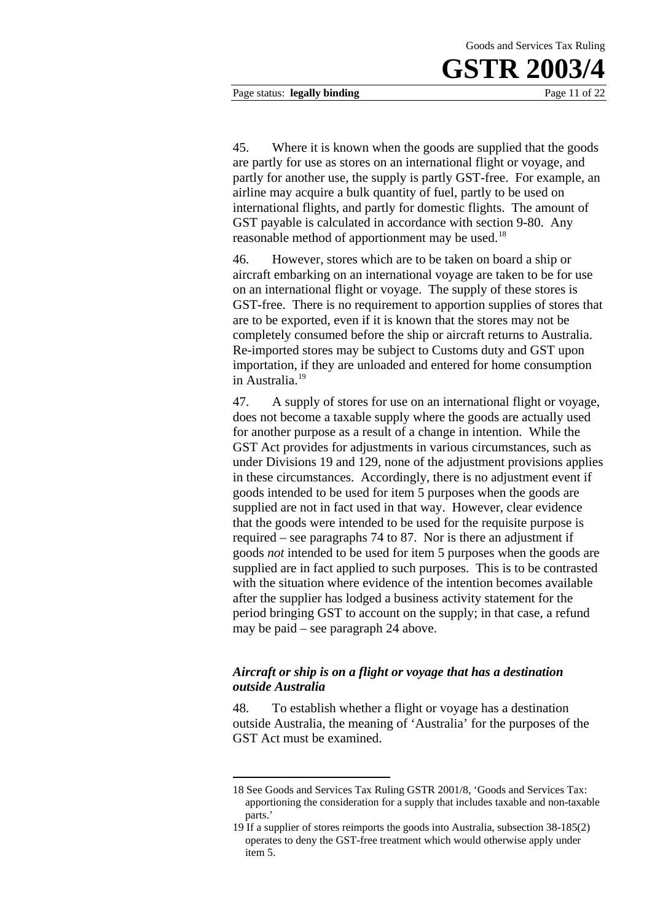45. Where it is known when the goods are supplied that the goods are partly for use as stores on an international flight or voyage, and partly for another use, the supply is partly GST-free. For example, an airline may acquire a bulk quantity of fuel, partly to be used on international flights, and partly for domestic flights. The amount of GST payable is calculated in accordance with section 9-80. Any reasonable method of apportionment may be used.[18]

46. However, stores which are to be taken on board a ship or aircraft embarking on an international voyage are taken to be for use on an international flight or voyage. The supply of these stores is GST-free. There is no requirement to apportion supplies of stores that are to be exported, even if it is known that the stores may not be completely consumed before the ship or aircraft returns to Australia. Re-imported stores may be subject to Customs duty and GST upon importation, if they are unloaded and entered for home consumption in Australia.[19]

47. A supply of stores for use on an international flight or voyage, does not become a taxable supply where the goods are actually used for another purpose as a result of a change in intention. While the GST Act provides for adjustments in various circumstances, such as under Divisions 19 and 129, none of the adjustment provisions applies in these circumstances. Accordingly, there is no adjustment event if goods intended to be used for item 5 purposes when the goods are supplied are not in fact used in that way. However, clear evidence that the goods were intended to be used for the requisite purpose is required – see paragraphs 74 to 87. Nor is there an adjustment if goods *not* intended to be used for item 5 purposes when the goods are supplied are in fact applied to such purposes. This is to be contrasted with the situation where evidence of the intention becomes available after the supplier has lodged a business activity statement for the period bringing GST to account on the supply; in that case, a refund may be paid – see paragraph 24 above.

### *Aircraft or ship is on a flight or voyage that has a destination outside Australia*

48. To establish whether a flight or voyage has a destination outside Australia, the meaning of 'Australia' for the purposes of the GST Act must be examined.

---

18 See Goods and Services Tax Ruling GSTR 2001/8, 'Goods and Services Tax: apportioning the consideration for a supply that includes taxable and non-taxable parts.'

19 If a supplier of stores reimports the goods into Australia, subsection 38-185(2) operates to deny the GST-free treatment which would otherwise apply under item 5.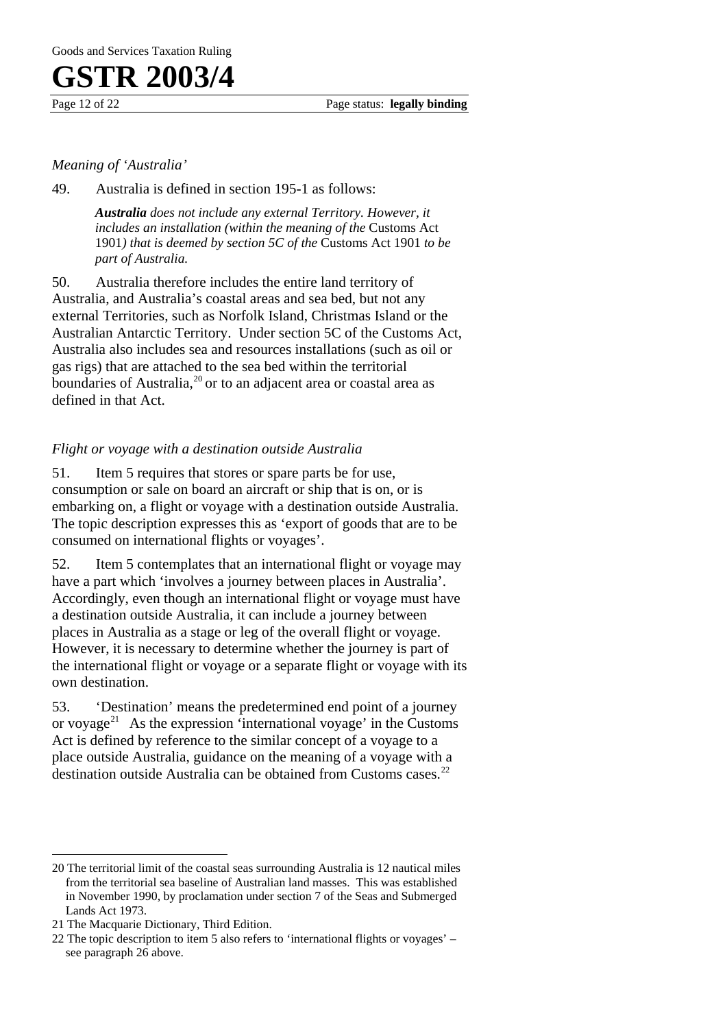*Meaning of 'Australia'*

49. Australia is defined in section 195-1 as follows:

> ***Australia*** *does not include any external Territory. However, it includes an installation (within the meaning of the* Customs Act 1901*) that is deemed by section 5C of the* Customs Act 1901 *to be part of Australia.*

50. Australia therefore includes the entire land territory of Australia, and Australia's coastal areas and sea bed, but not any external Territories, such as Norfolk Island, Christmas Island or the Australian Antarctic Territory. Under section 5C of the Customs Act, Australia also includes sea and resources installations (such as oil or gas rigs) that are attached to the sea bed within the territorial boundaries of Australia,[20] or to an adjacent area or coastal area as defined in that Act.

*Flight or voyage with a destination outside Australia*

51. Item 5 requires that stores or spare parts be for use, consumption or sale on board an aircraft or ship that is on, or is embarking on, a flight or voyage with a destination outside Australia. The topic description expresses this as 'export of goods that are to be consumed on international flights or voyages'.

52. Item 5 contemplates that an international flight or voyage may have a part which 'involves a journey between places in Australia'. Accordingly, even though an international flight or voyage must have a destination outside Australia, it can include a journey between places in Australia as a stage or leg of the overall flight or voyage. However, it is necessary to determine whether the journey is part of the international flight or voyage or a separate flight or voyage with its own destination.

53. 'Destination' means the predetermined end point of a journey or voyage[21] As the expression 'international voyage' in the Customs Act is defined by reference to the similar concept of a voyage to a place outside Australia, guidance on the meaning of a voyage with a destination outside Australia can be obtained from Customs cases.[22]

---

20 The territorial limit of the coastal seas surrounding Australia is 12 nautical miles from the territorial sea baseline of Australian land masses. This was established in November 1990, by proclamation under section 7 of the Seas and Submerged Lands Act 1973.

21 The Macquarie Dictionary, Third Edition.

22 The topic description to item 5 also refers to 'international flights or voyages' – see paragraph 26 above.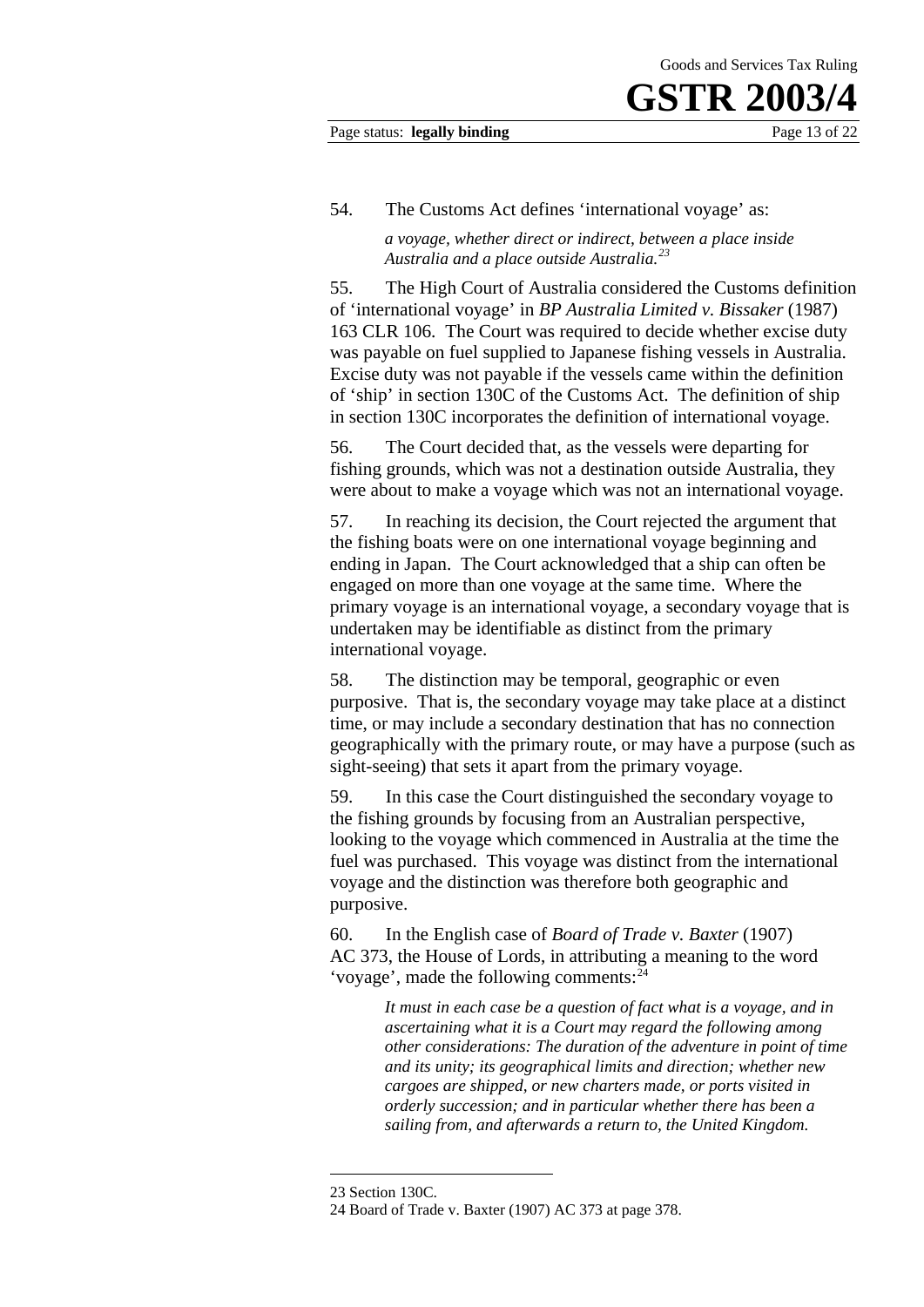54. The Customs Act defines 'international voyage' as:

> *a voyage, whether direct or indirect, between a place inside Australia and a place outside Australia.*[23]

55. The High Court of Australia considered the Customs definition of 'international voyage' in *BP Australia Limited v. Bissaker* (1987) 163 CLR 106. The Court was required to decide whether excise duty was payable on fuel supplied to Japanese fishing vessels in Australia. Excise duty was not payable if the vessels came within the definition of 'ship' in section 130C of the Customs Act. The definition of ship in section 130C incorporates the definition of international voyage.

56. The Court decided that, as the vessels were departing for fishing grounds, which was not a destination outside Australia, they were about to make a voyage which was not an international voyage.

57. In reaching its decision, the Court rejected the argument that the fishing boats were on one international voyage beginning and ending in Japan. The Court acknowledged that a ship can often be engaged on more than one voyage at the same time. Where the primary voyage is an international voyage, a secondary voyage that is undertaken may be identifiable as distinct from the primary international voyage.

58. The distinction may be temporal, geographic or even purposive. That is, the secondary voyage may take place at a distinct time, or may include a secondary destination that has no connection geographically with the primary route, or may have a purpose (such as sight-seeing) that sets it apart from the primary voyage.

59. In this case the Court distinguished the secondary voyage to the fishing grounds by focusing from an Australian perspective, looking to the voyage which commenced in Australia at the time the fuel was purchased. This voyage was distinct from the international voyage and the distinction was therefore both geographic and purposive.

60. In the English case of *Board of Trade v. Baxter* (1907) AC 373, the House of Lords, in attributing a meaning to the word 'voyage', made the following comments:[24]

> *It must in each case be a question of fact what is a voyage, and in ascertaining what it is a Court may regard the following among other considerations: The duration of the adventure in point of time and its unity; its geographical limits and direction; whether new cargoes are shipped, or new charters made, or ports visited in orderly succession; and in particular whether there has been a sailing from, and afterwards a return to, the United Kingdom.*

---

23 Section 130C.

24 Board of Trade v. Baxter (1907) AC 373 at page 378.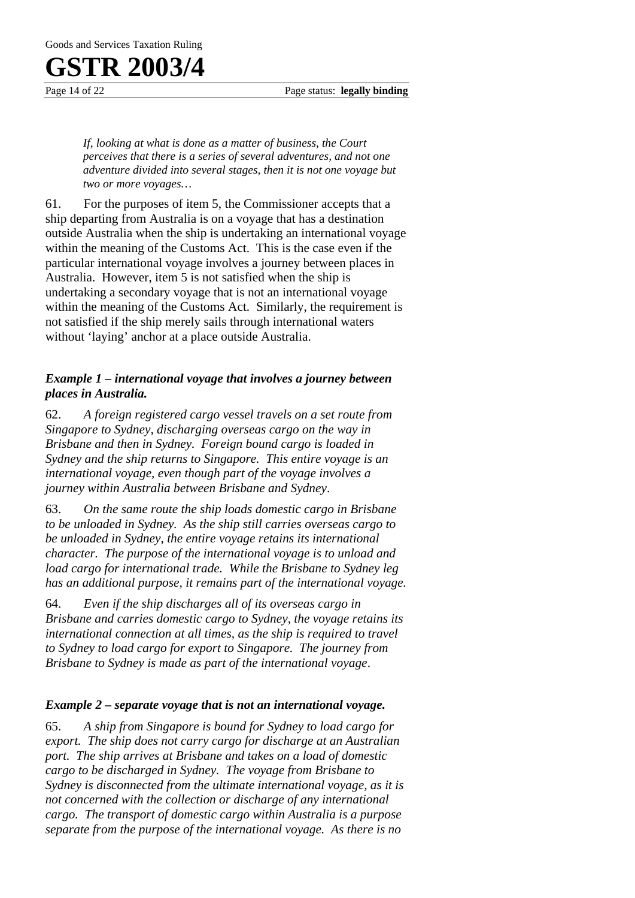> *If, looking at what is done as a matter of business, the Court perceives that there is a series of several adventures, and not one adventure divided into several stages, then it is not one voyage but two or more voyages…*

61. For the purposes of item 5, the Commissioner accepts that a ship departing from Australia is on a voyage that has a destination outside Australia when the ship is undertaking an international voyage within the meaning of the Customs Act. This is the case even if the particular international voyage involves a journey between places in Australia. However, item 5 is not satisfied when the ship is undertaking a secondary voyage that is not an international voyage within the meaning of the Customs Act. Similarly, the requirement is not satisfied if the ship merely sails through international waters without 'laying' anchor at a place outside Australia.

### *Example 1 – international voyage that involves a journey between places in Australia.*

62. *A foreign registered cargo vessel travels on a set route from Singapore to Sydney, discharging overseas cargo on the way in Brisbane and then in Sydney. Foreign bound cargo is loaded in Sydney and the ship returns to Singapore. This entire voyage is an international voyage, even though part of the voyage involves a journey within Australia between Brisbane and Sydney.*

63. *On the same route the ship loads domestic cargo in Brisbane to be unloaded in Sydney. As the ship still carries overseas cargo to be unloaded in Sydney, the entire voyage retains its international character. The purpose of the international voyage is to unload and load cargo for international trade. While the Brisbane to Sydney leg has an additional purpose, it remains part of the international voyage.*

64. *Even if the ship discharges all of its overseas cargo in Brisbane and carries domestic cargo to Sydney, the voyage retains its international connection at all times, as the ship is required to travel to Sydney to load cargo for export to Singapore. The journey from Brisbane to Sydney is made as part of the international voyage.*

### *Example 2 – separate voyage that is not an international voyage.*

65. *A ship from Singapore is bound for Sydney to load cargo for export. The ship does not carry cargo for discharge at an Australian port. The ship arrives at Brisbane and takes on a load of domestic cargo to be discharged in Sydney. The voyage from Brisbane to Sydney is disconnected from the ultimate international voyage, as it is not concerned with the collection or discharge of any international cargo. The transport of domestic cargo within Australia is a purpose separate from the purpose of the international voyage. As there is no*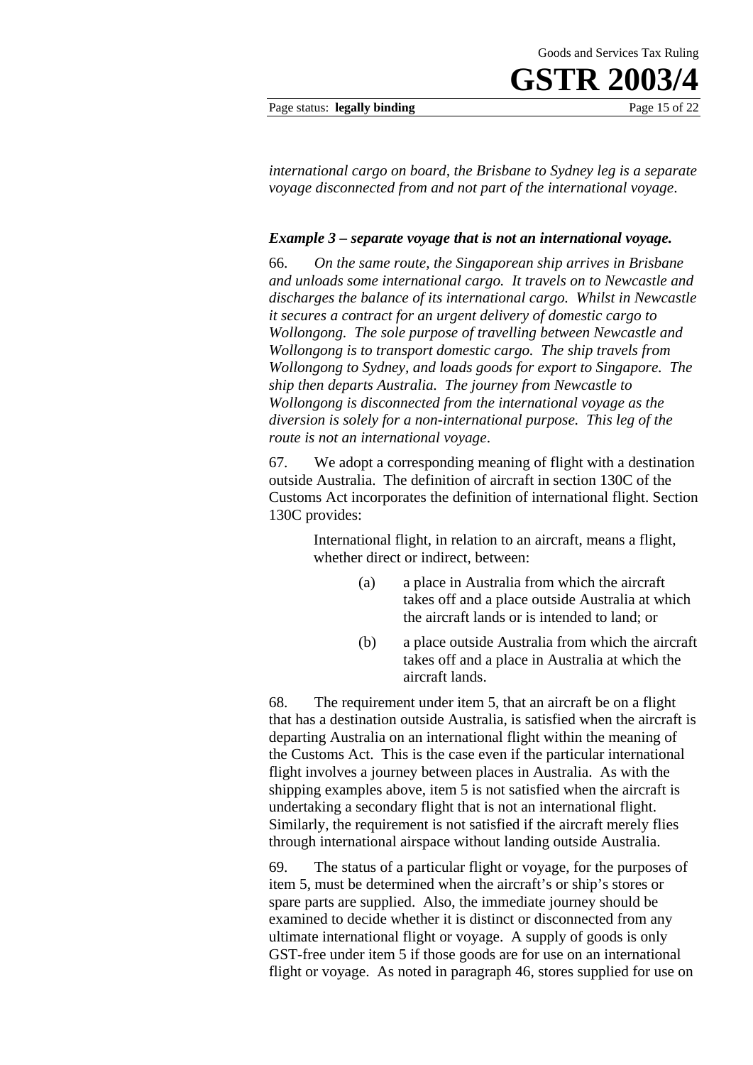*international cargo on board, the Brisbane to Sydney leg is a separate voyage disconnected from and not part of the international voyage*.

### *Example 3 – separate voyage that is not an international voyage.*

66. *On the same route, the Singaporean ship arrives in Brisbane and unloads some international cargo. It travels on to Newcastle and discharges the balance of its international cargo. Whilst in Newcastle it secures a contract for an urgent delivery of domestic cargo to Wollongong. The sole purpose of travelling between Newcastle and Wollongong is to transport domestic cargo. The ship travels from Wollongong to Sydney, and loads goods for export to Singapore. The ship then departs Australia. The journey from Newcastle to Wollongong is disconnected from the international voyage as the diversion is solely for a non-international purpose. This leg of the route is not an international voyage*.

67. We adopt a corresponding meaning of flight with a destination outside Australia. The definition of aircraft in section 130C of the Customs Act incorporates the definition of international flight. Section 130C provides:

> International flight, in relation to an aircraft, means a flight, whether direct or indirect, between:
>
> (a) a place in Australia from which the aircraft takes off and a place outside Australia at which the aircraft lands or is intended to land; or
>
> (b) a place outside Australia from which the aircraft takes off and a place in Australia at which the aircraft lands.

68. The requirement under item 5, that an aircraft be on a flight that has a destination outside Australia, is satisfied when the aircraft is departing Australia on an international flight within the meaning of the Customs Act. This is the case even if the particular international flight involves a journey between places in Australia. As with the shipping examples above, item 5 is not satisfied when the aircraft is undertaking a secondary flight that is not an international flight. Similarly, the requirement is not satisfied if the aircraft merely flies through international airspace without landing outside Australia.

69. The status of a particular flight or voyage, for the purposes of item 5, must be determined when the aircraft's or ship's stores or spare parts are supplied. Also, the immediate journey should be examined to decide whether it is distinct or disconnected from any ultimate international flight or voyage. A supply of goods is only GST-free under item 5 if those goods are for use on an international flight or voyage. As noted in paragraph 46, stores supplied for use on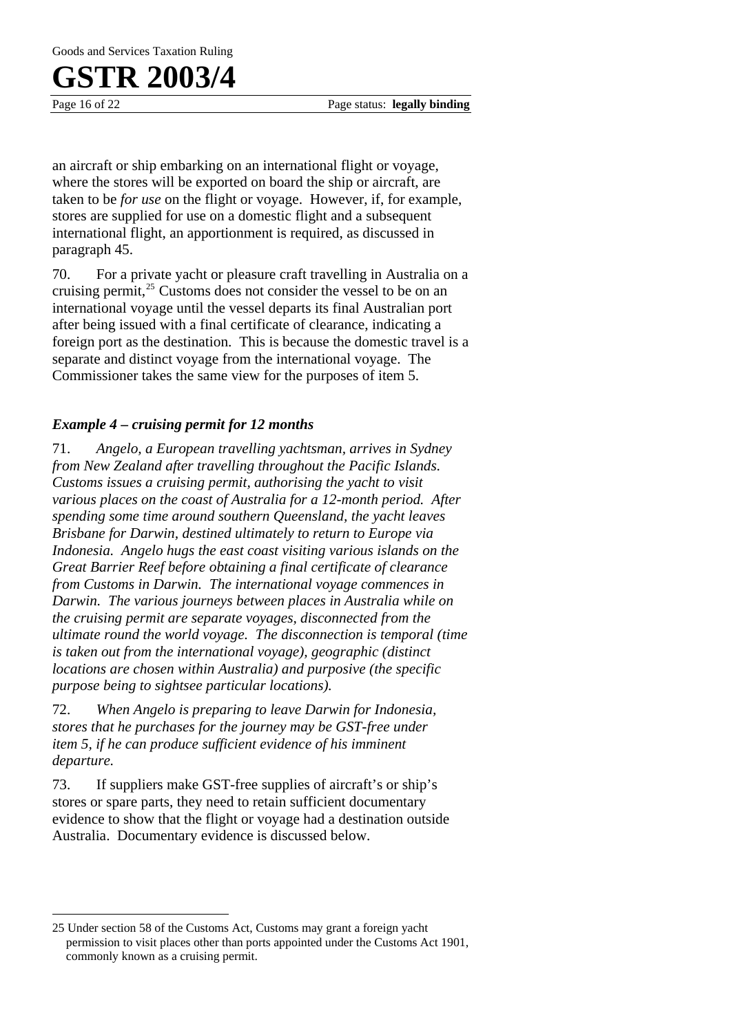an aircraft or ship embarking on an international flight or voyage, where the stores will be exported on board the ship or aircraft, are taken to be *for use* on the flight or voyage. However, if, for example, stores are supplied for use on a domestic flight and a subsequent international flight, an apportionment is required, as discussed in paragraph 45.

70. For a private yacht or pleasure craft travelling in Australia on a cruising permit,[25] Customs does not consider the vessel to be on an international voyage until the vessel departs its final Australian port after being issued with a final certificate of clearance, indicating a foreign port as the destination. This is because the domestic travel is a separate and distinct voyage from the international voyage. The Commissioner takes the same view for the purposes of item 5.

### *Example 4 – cruising permit for 12 months*

71. *Angelo, a European travelling yachtsman, arrives in Sydney from New Zealand after travelling throughout the Pacific Islands. Customs issues a cruising permit, authorising the yacht to visit various places on the coast of Australia for a 12-month period. After spending some time around southern Queensland, the yacht leaves Brisbane for Darwin, destined ultimately to return to Europe via Indonesia. Angelo hugs the east coast visiting various islands on the Great Barrier Reef before obtaining a final certificate of clearance from Customs in Darwin. The international voyage commences in Darwin. The various journeys between places in Australia while on the cruising permit are separate voyages, disconnected from the ultimate round the world voyage. The disconnection is temporal (time is taken out from the international voyage), geographic (distinct locations are chosen within Australia) and purposive (the specific purpose being to sightsee particular locations).*

72. *When Angelo is preparing to leave Darwin for Indonesia, stores that he purchases for the journey may be GST-free under item 5, if he can produce sufficient evidence of his imminent departure.*

73. If suppliers make GST-free supplies of aircraft's or ship's stores or spare parts, they need to retain sufficient documentary evidence to show that the flight or voyage had a destination outside Australia. Documentary evidence is discussed below.

---

[25] Under section 58 of the Customs Act, Customs may grant a foreign yacht permission to visit places other than ports appointed under the Customs Act 1901, commonly known as a cruising permit.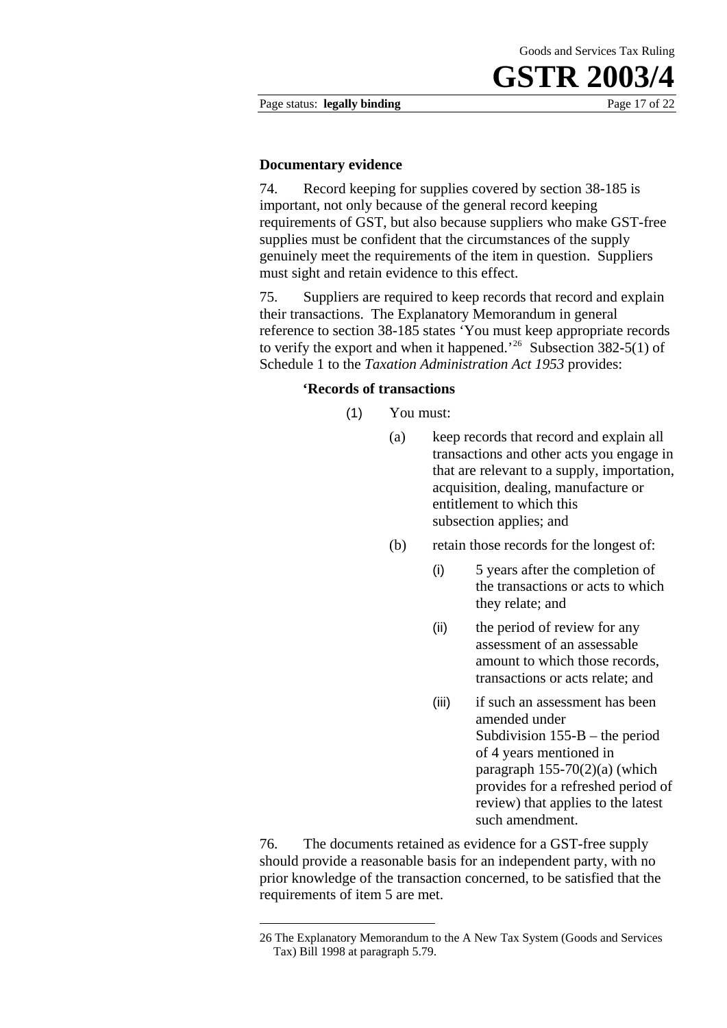### Documentary evidence

74. Record keeping for supplies covered by section 38-185 is important, not only because of the general record keeping requirements of GST, but also because suppliers who make GST-free supplies must be confident that the circumstances of the supply genuinely meet the requirements of the item in question. Suppliers must sight and retain evidence to this effect.

75. Suppliers are required to keep records that record and explain their transactions. The Explanatory Memorandum in general reference to section 38-185 states 'You must keep appropriate records to verify the export and when it happened.'[26] Subsection 382-5(1) of Schedule 1 to the *Taxation Administration Act 1953* provides:

> **'Records of transactions**
>
> (1) You must:
>
> (a) keep records that record and explain all transactions and other acts you engage in that are relevant to a supply, importation, acquisition, dealing, manufacture or entitlement to which this subsection applies; and
>
> (b) retain those records for the longest of:
>
> (i) 5 years after the completion of the transactions or acts to which they relate; and
>
> (ii) the period of review for any assessment of an assessable amount to which those records, transactions or acts relate; and
>
> (iii) if such an assessment has been amended under Subdivision 155-B – the period of 4 years mentioned in paragraph 155-70(2)(a) (which provides for a refreshed period of review) that applies to the latest such amendment.

76. The documents retained as evidence for a GST-free supply should provide a reasonable basis for an independent party, with no prior knowledge of the transaction concerned, to be satisfied that the requirements of item 5 are met.

---

26 The Explanatory Memorandum to the A New Tax System (Goods and Services Tax) Bill 1998 at paragraph 5.79.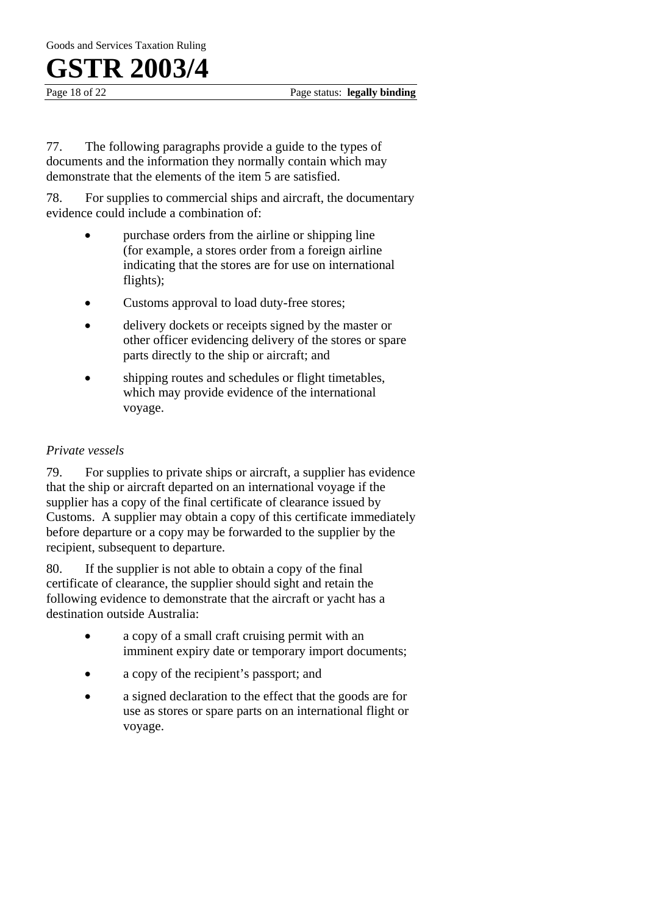77. The following paragraphs provide a guide to the types of documents and the information they normally contain which may demonstrate that the elements of the item 5 are satisfied.

78. For supplies to commercial ships and aircraft, the documentary evidence could include a combination of:

- purchase orders from the airline or shipping line (for example, a stores order from a foreign airline indicating that the stores are for use on international flights);
- Customs approval to load duty-free stores;
- delivery dockets or receipts signed by the master or other officer evidencing delivery of the stores or spare parts directly to the ship or aircraft; and
- shipping routes and schedules or flight timetables, which may provide evidence of the international voyage.

*Private vessels*

79. For supplies to private ships or aircraft, a supplier has evidence that the ship or aircraft departed on an international voyage if the supplier has a copy of the final certificate of clearance issued by Customs. A supplier may obtain a copy of this certificate immediately before departure or a copy may be forwarded to the supplier by the recipient, subsequent to departure.

80. If the supplier is not able to obtain a copy of the final certificate of clearance, the supplier should sight and retain the following evidence to demonstrate that the aircraft or yacht has a destination outside Australia:

- a copy of a small craft cruising permit with an imminent expiry date or temporary import documents;
- a copy of the recipient's passport; and
- a signed declaration to the effect that the goods are for use as stores or spare parts on an international flight or voyage.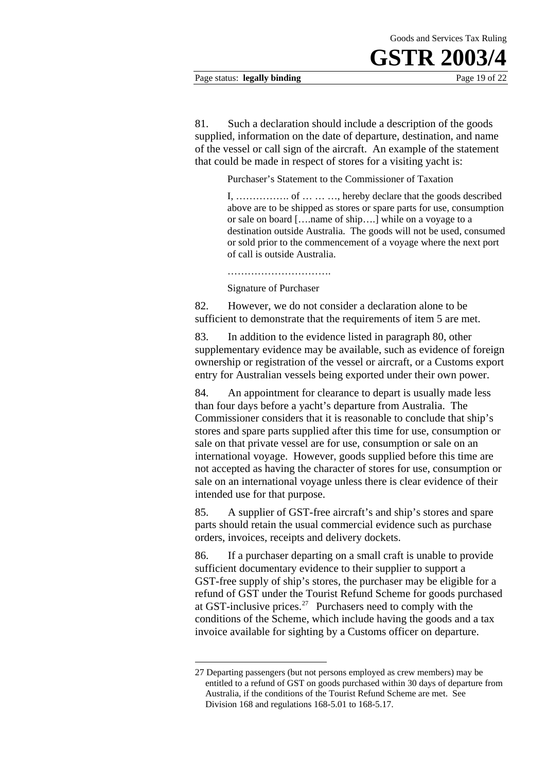81. Such a declaration should include a description of the goods supplied, information on the date of departure, destination, and name of the vessel or call sign of the aircraft. An example of the statement that could be made in respect of stores for a visiting yacht is:

> Purchaser's Statement to the Commissioner of Taxation
>
> I, ……………. of … … …, hereby declare that the goods described above are to be shipped as stores or spare parts for use, consumption or sale on board [….name of ship….] while on a voyage to a destination outside Australia. The goods will not be used, consumed or sold prior to the commencement of a voyage where the next port of call is outside Australia.
>
> ………………………….
>
> Signature of Purchaser

82. However, we do not consider a declaration alone to be sufficient to demonstrate that the requirements of item 5 are met.

83. In addition to the evidence listed in paragraph 80, other supplementary evidence may be available, such as evidence of foreign ownership or registration of the vessel or aircraft, or a Customs export entry for Australian vessels being exported under their own power.

84. An appointment for clearance to depart is usually made less than four days before a yacht's departure from Australia. The Commissioner considers that it is reasonable to conclude that ship's stores and spare parts supplied after this time for use, consumption or sale on that private vessel are for use, consumption or sale on an international voyage. However, goods supplied before this time are not accepted as having the character of stores for use, consumption or sale on an international voyage unless there is clear evidence of their intended use for that purpose.

85. A supplier of GST-free aircraft's and ship's stores and spare parts should retain the usual commercial evidence such as purchase orders, invoices, receipts and delivery dockets.

86. If a purchaser departing on a small craft is unable to provide sufficient documentary evidence to their supplier to support a GST-free supply of ship's stores, the purchaser may be eligible for a refund of GST under the Tourist Refund Scheme for goods purchased at GST-inclusive prices.[27] Purchasers need to comply with the conditions of the Scheme, which include having the goods and a tax invoice available for sighting by a Customs officer on departure.

---

27 Departing passengers (but not persons employed as crew members) may be entitled to a refund of GST on goods purchased within 30 days of departure from Australia, if the conditions of the Tourist Refund Scheme are met. See Division 168 and regulations 168-5.01 to 168-5.17.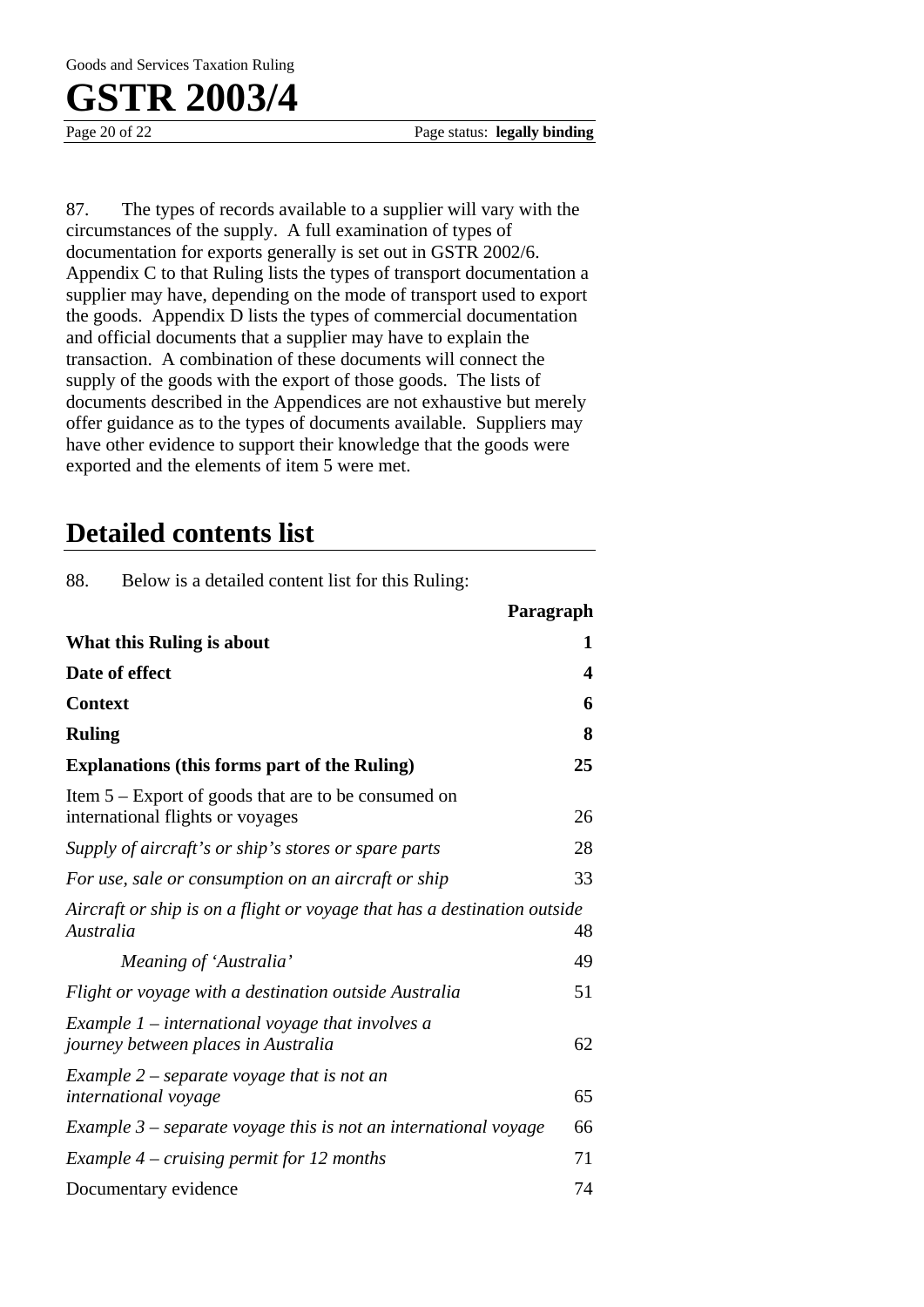87. The types of records available to a supplier will vary with the circumstances of the supply. A full examination of types of documentation for exports generally is set out in GSTR 2002/6. Appendix C to that Ruling lists the types of transport documentation a supplier may have, depending on the mode of transport used to export the goods. Appendix D lists the types of commercial documentation and official documents that a supplier may have to explain the transaction. A combination of these documents will connect the supply of the goods with the export of those goods. The lists of documents described in the Appendices are not exhaustive but merely offer guidance as to the types of documents available. Suppliers may have other evidence to support their knowledge that the goods were exported and the elements of item 5 were met.

## Detailed contents list

88. Below is a detailed content list for this Ruling:

| | **Paragraph** |
|---|---|
| **What this Ruling is about** | **1** |
| **Date of effect** | **4** |
| **Context** | **6** |
| **Ruling** | **8** |
| **Explanations (this forms part of the Ruling)** | **25** |
| Item 5 – Export of goods that are to be consumed on international flights or voyages | 26 |
| *Supply of aircraft's or ship's stores or spare parts* | 28 |
| *For use, sale or consumption on an aircraft or ship* | 33 |
| *Aircraft or ship is on a flight or voyage that has a destination outside Australia* | 48 |
| *Meaning of 'Australia'* | 49 |
| *Flight or voyage with a destination outside Australia* | 51 |
| *Example 1 – international voyage that involves a journey between places in Australia* | 62 |
| *Example 2 – separate voyage that is not an international voyage* | 65 |
| *Example 3 – separate voyage this is not an international voyage* | 66 |
| *Example 4 – cruising permit for 12 months* | 71 |
| Documentary evidence | 74 |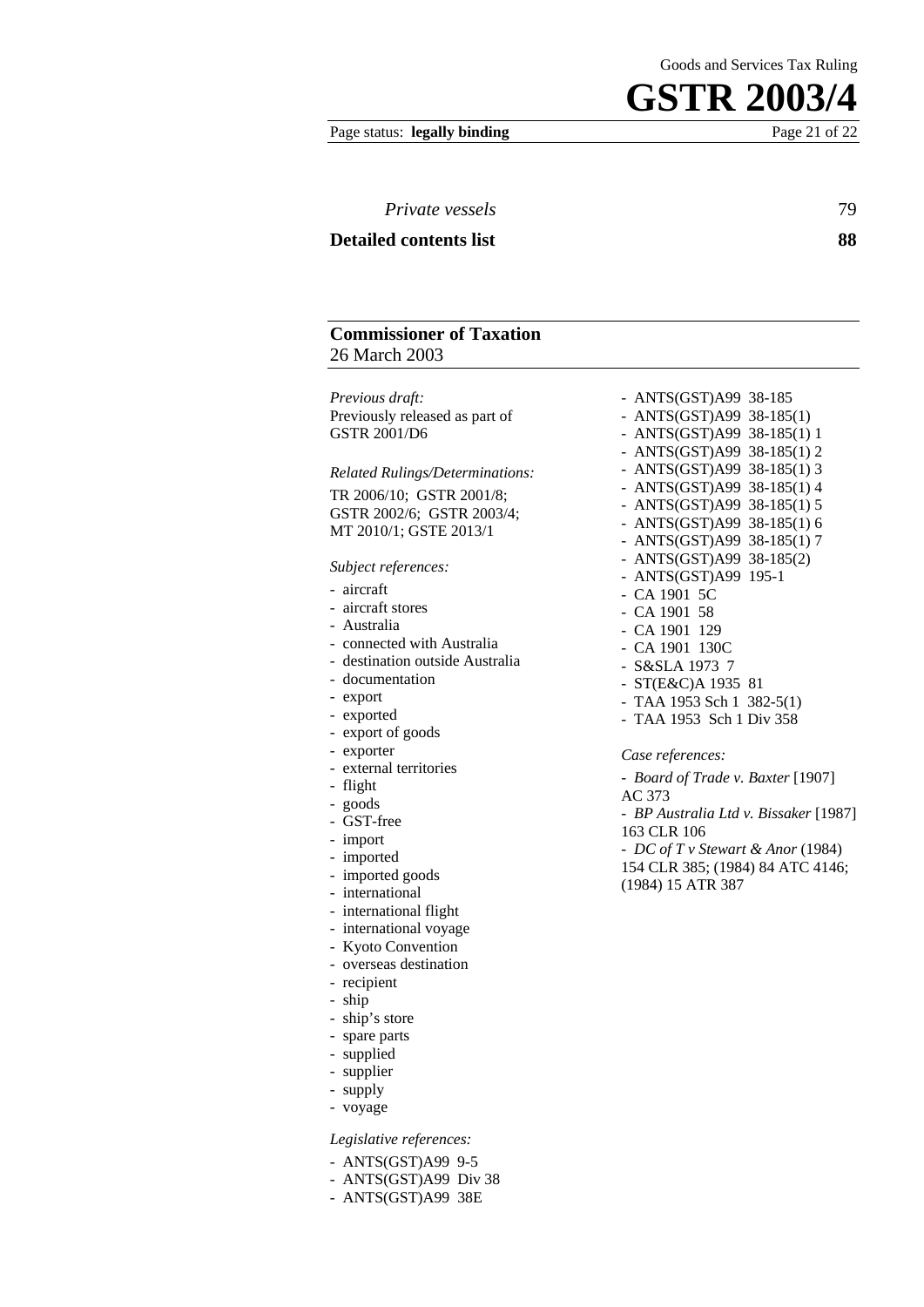*Private vessels* 79

**Detailed contents list** **88**

---

**Commissioner of Taxation**
26 March 2003

---

*Previous draft:*
Previously released as part of GSTR 2001/D6

*Related Rulings/Determinations:*
TR 2006/10; GSTR 2001/8; GSTR 2002/6; GSTR 2003/4; MT 2010/1; GSTE 2013/1

*Subject references:*
- aircraft
- aircraft stores
- Australia
- connected with Australia
- destination outside Australia
- documentation
- export
- exported
- export of goods
- exporter
- external territories
- flight
- goods
- GST-free
- import
- imported
- imported goods
- international
- international flight
- international voyage
- Kyoto Convention
- overseas destination
- recipient
- ship
- ship's store
- spare parts
- supplied
- supplier
- supply
- voyage

*Legislative references:*
- ANTS(GST)A99 9-5
- ANTS(GST)A99 Div 38
- ANTS(GST)A99 38E
- ANTS(GST)A99 38-185
- ANTS(GST)A99 38-185(1)
- ANTS(GST)A99 38-185(1) 1
- ANTS(GST)A99 38-185(1) 2
- ANTS(GST)A99 38-185(1) 3
- ANTS(GST)A99 38-185(1) 4
- ANTS(GST)A99 38-185(1) 5
- ANTS(GST)A99 38-185(1) 6
- ANTS(GST)A99 38-185(1) 7
- ANTS(GST)A99 38-185(2)
- ANTS(GST)A99 195-1
- CA 1901 5C
- CA 1901 58
- CA 1901 129
- CA 1901 130C
- S&SLA 1973 7
- ST(E&C)A 1935 81
- TAA 1953 Sch 1 382-5(1)
- TAA 1953 Sch 1 Div 358

*Case references:*
- *Board of Trade v. Baxter* [1907] AC 373
- *BP Australia Ltd v. Bissaker* [1987] 163 CLR 106
- *DC of T v Stewart & Anor* (1984) 154 CLR 385; (1984) 84 ATC 4146; (1984) 15 ATR 387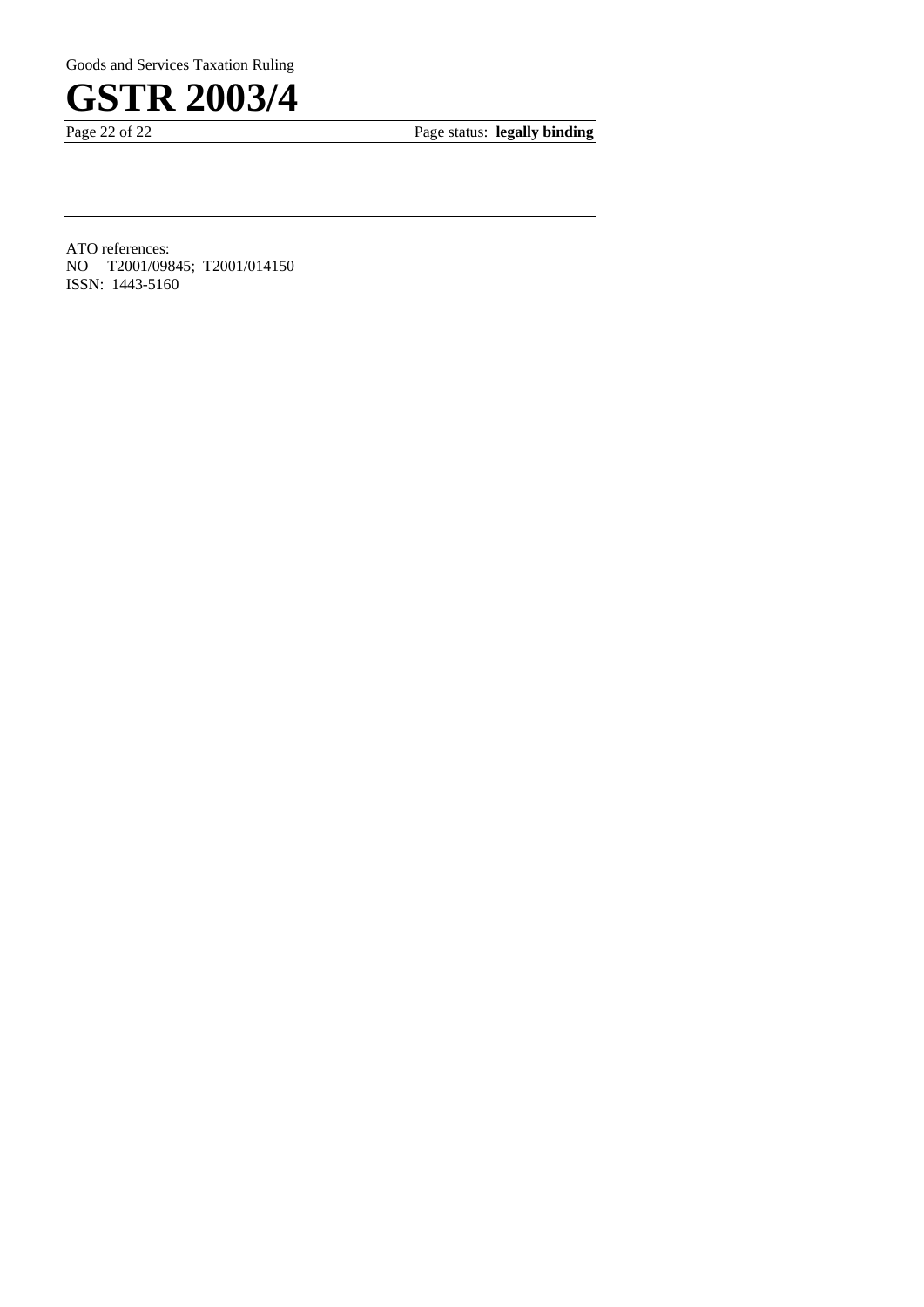ATO references:
NO T2001/09845; T2001/014150
ISSN: 1443-5160